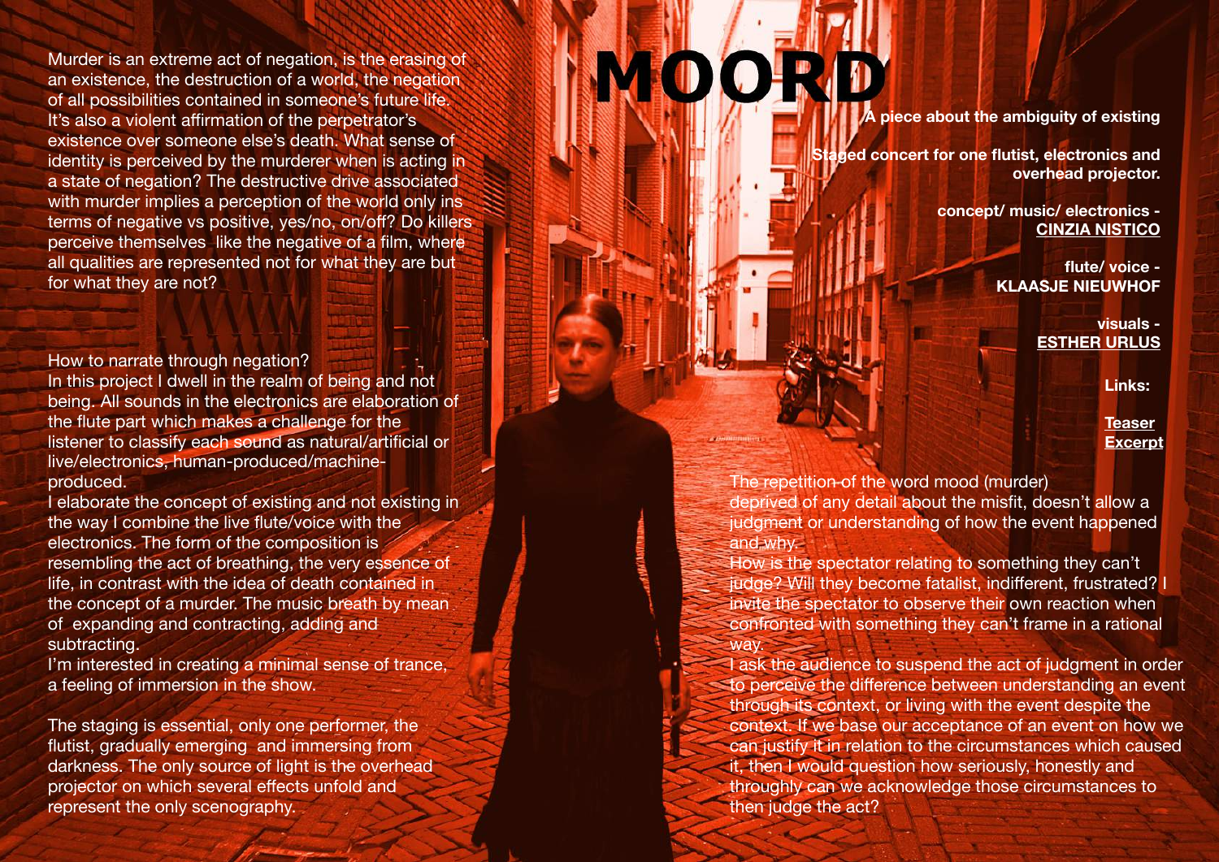# MOORD

**A piece about the ambiguity of existing**

**Staged concert for one flutist, electronics and overhead projector.**

**concept/ music/ electronics - CINZIA NISTICO**

**flute/ voice - KLAASJE NIEUWHOF**

**visuals - ESTHER URLUS**

**Links:**

**Teaser**
**Excerpt**

Murder is an extreme act of negation, is the erasing of an existence, the destruction of a world, the negation of all possibilities contained in someone's future life. It's also a violent affirmation of the perpetrator's existence over someone else's death. What sense of identity is perceived by the murderer when is acting in a state of negation? The destructive drive associated with murder implies a perception of the world only ins terms of negative vs positive, yes/no, on/off? Do killers perceive themselves like the negative of a film, where all qualities are represented not for what they are but for what they are not?

How to narrate through negation?
In this project I dwell in the realm of being and not being. All sounds in the electronics are elaboration of the flute part which makes a challenge for the listener to classify each sound as natural/artificial or live/electronics, human-produced/machine-produced.
I elaborate the concept of existing and not existing in the way I combine the live flute/voice with the electronics. The form of the composition is resembling the act of breathing, the very essence of life, in contrast with the idea of death contained in the concept of a murder. The music breath by mean of expanding and contracting, adding and subtracting.
I'm interested in creating a minimal sense of trance, a feeling of immersion in the show.

The staging is essential, only one performer, the flutist, gradually emerging and immersing from darkness. The only source of light is the overhead projector on which several effects unfold and represent the only scenography.

The repetition of the word mood (murder) deprived of any detail about the misfit, doesn't allow a judgment or understanding of how the event happened and why.
How is the spectator relating to something they can't judge? Will they become fatalist, indifferent, frustrated? I invite the spectator to observe their own reaction when confronted with something they can't frame in a rational way.
I ask the audience to suspend the act of judgment in order to perceive the difference between understanding an event through its context, or living with the event despite the context. If we base our acceptance of an event on how we can justify it in relation to the circumstances which caused it, then I would question how seriously, honestly and throughly can we acknowledge those circumstances to then judge the act?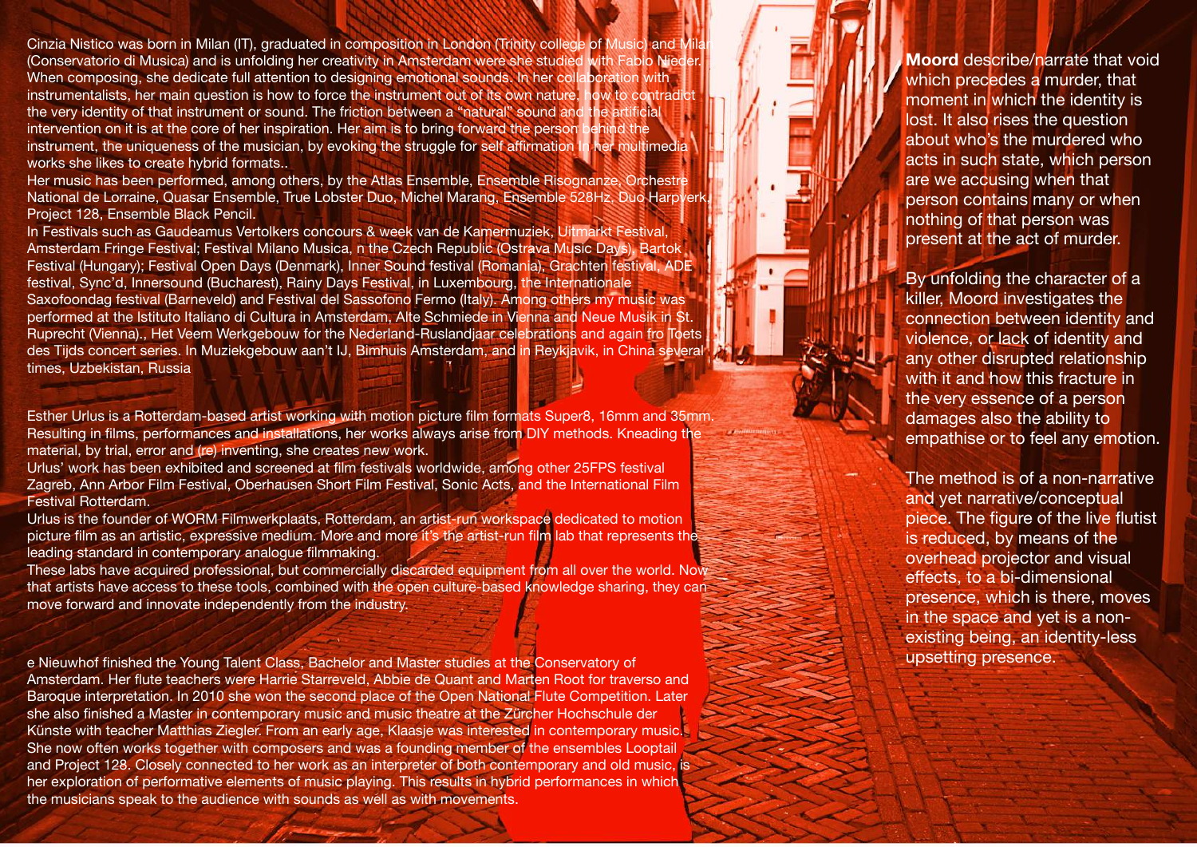Cinzia Nistico was born in Milan (IT), graduated in composition in London (Trinity college of Music) and Milan (Conservatorio di Musica) and is unfolding her creativity in Amsterdam were she studied with Fabio Nieder. When composing, she dedicate full attention to designing emotional sounds. In her collaboration with instrumentalists, her main question is how to force the instrument out of its own nature, how to contradict the very identity of that instrument or sound. The friction between a "natural" sound and the artificial intervention on it is at the core of her inspiration. Her aim is to bring forward the person behind the instrument, the uniqueness of the musician, by evoking the struggle for self affirmation In her multimedia works she likes to create hybrid formats..
Her music has been performed, among others, by the Atlas Ensemble, Ensemble Risognanze, Orchestre National de Lorraine, Quasar Ensemble, True Lobster Duo, Michel Marang, Ensemble 528Hz, Duo Harpverk, Project 128, Ensemble Black Pencil.
In Festivals such as Gaudeamus Vertolkers concours & week van de Kamermuziek, Uitmarkt Festival, Amsterdam Fringe Festival; Festival Milano Musica, n the Czech Republic (Ostrava Music Days), Bartok Festival (Hungary); Festival Open Days (Denmark), Inner Sound festival (Romania), Grachten festival, ADE festival, Sync'd, Innersound (Bucharest), Rainy Days Festival, in Luxembourg, the Internationale Saxofoondag festival (Barneveld) and Festival del Sassofono Fermo (Italy). Among others my music was performed at the Istituto Italiano di Cultura in Amsterdam, Alte Schmiede in Vienna and Neue Musik in St. Ruprecht (Vienna)., Het Veem Werkgebouw for the Nederland-Ruslandjaar celebrations and again fro Toets des Tijds concert series. In Muziekgebouw aan't IJ, Bimhuis Amsterdam, and in Reykjavik, in China several times, Uzbekistan, Russia

Esther Urlus is a Rotterdam-based artist working with motion picture film formats Super8, 16mm and 35mm. Resulting in films, performances and installations, her works always arise from DIY methods. Kneading the material, by trial, error and (re) inventing, she creates new work.
Urlus' work has been exhibited and screened at film festivals worldwide, among other 25FPS festival Zagreb, Ann Arbor Film Festival, Oberhausen Short Film Festival, Sonic Acts, and the International Film Festival Rotterdam.
Urlus is the founder of WORM Filmwerkplaats, Rotterdam, an artist-run workspace dedicated to motion picture film as an artistic, expressive medium. More and more it's the artist-run film lab that represents the leading standard in contemporary analogue filmmaking.
These labs have acquired professional, but commercially discarded equipment from all over the world. Now that artists have access to these tools, combined with the open culture-based knowledge sharing, they can move forward and innovate independently from the industry.

e Nieuwhof finished the Young Talent Class, Bachelor and Master studies at the Conservatory of Amsterdam. Her flute teachers were Harrie Starreveld, Abbie de Quant and Marten Root for traverso and Baroque interpretation. In 2010 she won the second place of the Open National Flute Competition. Later she also finished a Master in contemporary music and music theatre at the Zürcher Hochschule der Künste with teacher Matthias Ziegler. From an early age, Klaasje was interested in contemporary music. She now often works together with composers and was a founding member of the ensembles Looptail and Project 128. Closely connected to her work as an interpreter of both contemporary and old music, is her exploration of performative elements of music playing. This results in hybrid performances in which the musicians speak to the audience with sounds as well as with movements.

**Moord** describe/narrate that void which precedes a murder, that moment in which the identity is lost. It also rises the question about who's the murdered who acts in such state, which person are we accusing when that person contains many or when nothing of that person was present at the act of murder.

By unfolding the character of a killer, Moord investigates the connection between identity and violence, or lack of identity and any other disrupted relationship with it and how this fracture in the very essence of a person damages also the ability to empathise or to feel any emotion.

The method is of a non-narrative and yet narrative/conceptual piece. The figure of the live flutist is reduced, by means of the overhead projector and visual effects, to a bi-dimensional presence, which is there, moves in the space and yet is a non-existing being, an identity-less upsetting presence.